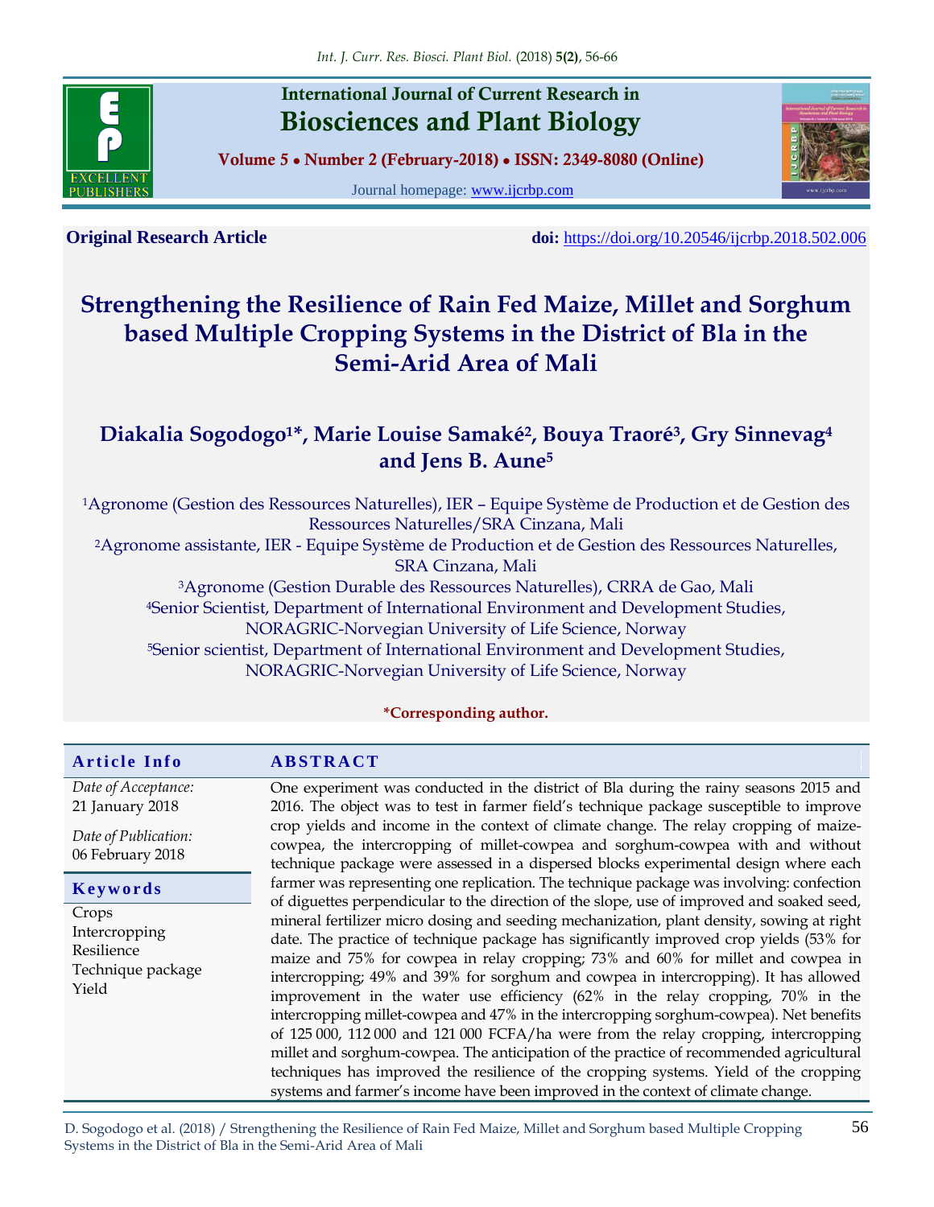**Original Research Article** **doi:** https://doi.org/10.20546/ijcrbp.2018.502.006

# Strengthening the Resilience of Rain Fed Maize, Millet and Sorghum based Multiple Cropping Systems in the District of Bla in the Semi-Arid Area of Mali

**Diakalia Sogodogo[1]*, Marie Louise Samaké[2], Bouya Traoré[3], Gry Sinnevag[4] and Jens B. Aune[5]**

[1]Agronome (Gestion des Ressources Naturelles), IER – Equipe Système de Production et de Gestion des Ressources Naturelles/SRA Cinzana, Mali

[2]Agronome assistante, IER - Equipe Système de Production et de Gestion des Ressources Naturelles, SRA Cinzana, Mali

[3]Agronome (Gestion Durable des Ressources Naturelles), CRRA de Gao, Mali

[4]Senior Scientist, Department of International Environment and Development Studies, NORAGRIC-Norvegian University of Life Science, Norway

[5]Senior scientist, Department of International Environment and Development Studies, NORAGRIC-Norvegian University of Life Science, Norway

***Corresponding author.**

## Article Info

*Date of Acceptance:*
21 January 2018

*Date of Publication:*
06 February 2018

## Keywords

Crops
Intercropping
Resilience
Technique package
Yield

## ABSTRACT

One experiment was conducted in the district of Bla during the rainy seasons 2015 and 2016. The object was to test in farmer field's technique package susceptible to improve crop yields and income in the context of climate change. The relay cropping of maize-cowpea, the intercropping of millet-cowpea and sorghum-cowpea with and without technique package were assessed in a dispersed blocks experimental design where each farmer was representing one replication. The technique package was involving: confection of diguettes perpendicular to the direction of the slope, use of improved and soaked seed, mineral fertilizer micro dosing and seeding mechanization, plant density, sowing at right date. The practice of technique package has significantly improved crop yields (53% for maize and 75% for cowpea in relay cropping; 73% and 60% for millet and cowpea in intercropping; 49% and 39% for sorghum and cowpea in intercropping). It has allowed improvement in the water use efficiency (62% in the relay cropping, 70% in the intercropping millet-cowpea and 47% in the intercropping sorghum-cowpea). Net benefits of 125 000, 112 000 and 121 000 FCFA/ha were from the relay cropping, intercropping millet and sorghum-cowpea. The anticipation of the practice of recommended agricultural techniques has improved the resilience of the cropping systems. Yield of the cropping systems and farmer's income have been improved in the context of climate change.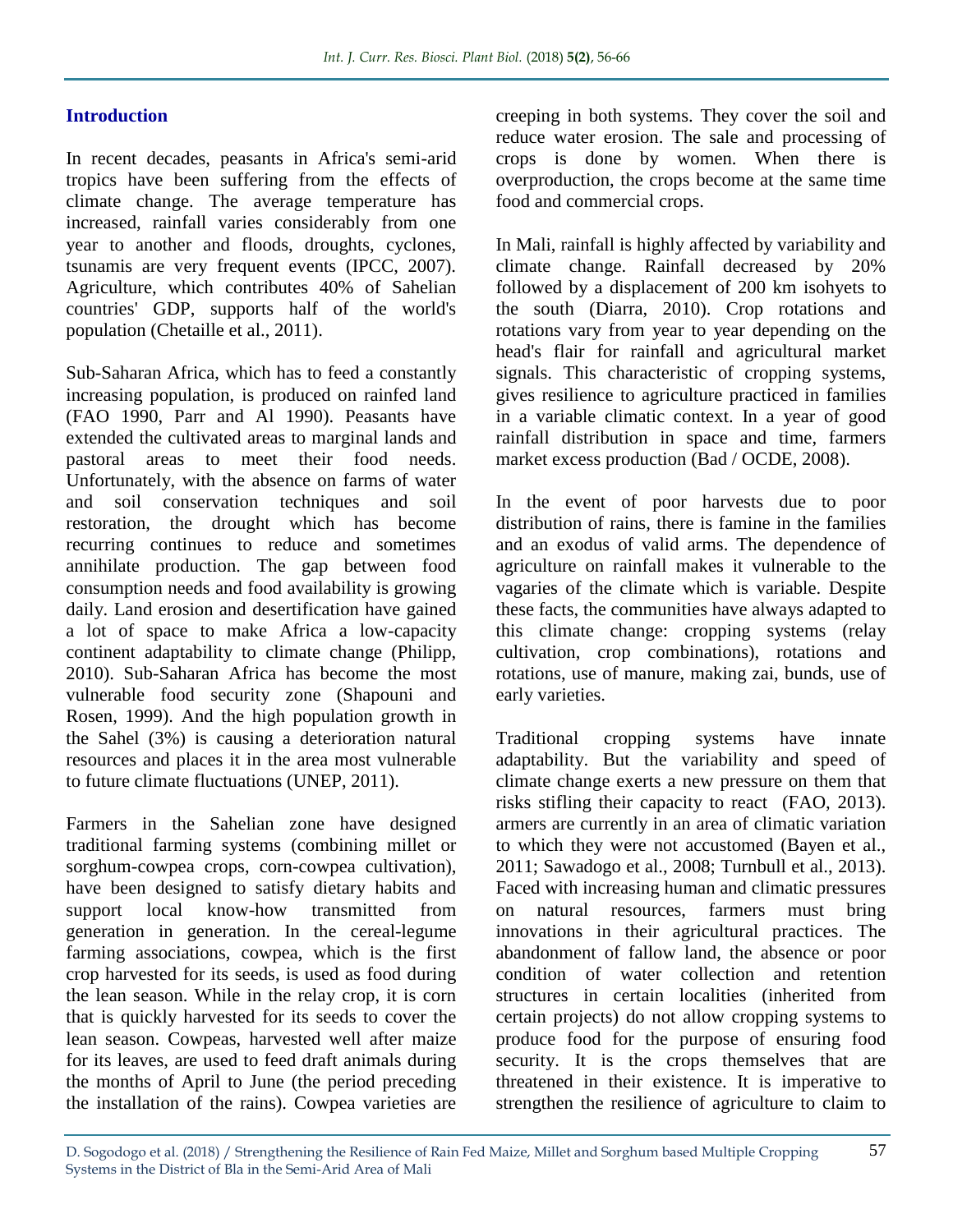## Introduction

In recent decades, peasants in Africa's semi-arid tropics have been suffering from the effects of climate change. The average temperature has increased, rainfall varies considerably from one year to another and floods, droughts, cyclones, tsunamis are very frequent events (IPCC, 2007). Agriculture, which contributes 40% of Sahelian countries' GDP, supports half of the world's population (Chetaille et al., 2011).

Sub-Saharan Africa, which has to feed a constantly increasing population, is produced on rainfed land (FAO 1990, Parr and Al 1990). Peasants have extended the cultivated areas to marginal lands and pastoral areas to meet their food needs. Unfortunately, with the absence on farms of water and soil conservation techniques and soil restoration, the drought which has become recurring continues to reduce and sometimes annihilate production. The gap between food consumption needs and food availability is growing daily. Land erosion and desertification have gained a lot of space to make Africa a low-capacity continent adaptability to climate change (Philipp, 2010). Sub-Saharan Africa has become the most vulnerable food security zone (Shapouni and Rosen, 1999). And the high population growth in the Sahel (3%) is causing a deterioration natural resources and places it in the area most vulnerable to future climate fluctuations (UNEP, 2011).

Farmers in the Sahelian zone have designed traditional farming systems (combining millet or sorghum-cowpea crops, corn-cowpea cultivation), have been designed to satisfy dietary habits and support local know-how transmitted from generation in generation. In the cereal-legume farming associations, cowpea, which is the first crop harvested for its seeds, is used as food during the lean season. While in the relay crop, it is corn that is quickly harvested for its seeds to cover the lean season. Cowpeas, harvested well after maize for its leaves, are used to feed draft animals during the months of April to June (the period preceding the installation of the rains). Cowpea varieties are creeping in both systems. They cover the soil and reduce water erosion. The sale and processing of crops is done by women. When there is overproduction, the crops become at the same time food and commercial crops.

In Mali, rainfall is highly affected by variability and climate change. Rainfall decreased by 20% followed by a displacement of 200 km isohyets to the south (Diarra, 2010). Crop rotations and rotations vary from year to year depending on the head's flair for rainfall and agricultural market signals. This characteristic of cropping systems, gives resilience to agriculture practiced in families in a variable climatic context. In a year of good rainfall distribution in space and time, farmers market excess production (Bad / OCDE, 2008).

In the event of poor harvests due to poor distribution of rains, there is famine in the families and an exodus of valid arms. The dependence of agriculture on rainfall makes it vulnerable to the vagaries of the climate which is variable. Despite these facts, the communities have always adapted to this climate change: cropping systems (relay cultivation, crop combinations), rotations and rotations, use of manure, making zai, bunds, use of early varieties.

Traditional cropping systems have innate adaptability. But the variability and speed of climate change exerts a new pressure on them that risks stifling their capacity to react (FAO, 2013). armers are currently in an area of climatic variation to which they were not accustomed (Bayen et al., 2011; Sawadogo et al., 2008; Turnbull et al., 2013). Faced with increasing human and climatic pressures on natural resources, farmers must bring innovations in their agricultural practices. The abandonment of fallow land, the absence or poor condition of water collection and retention structures in certain localities (inherited from certain projects) do not allow cropping systems to produce food for the purpose of ensuring food security. It is the crops themselves that are threatened in their existence. It is imperative to strengthen the resilience of agriculture to claim to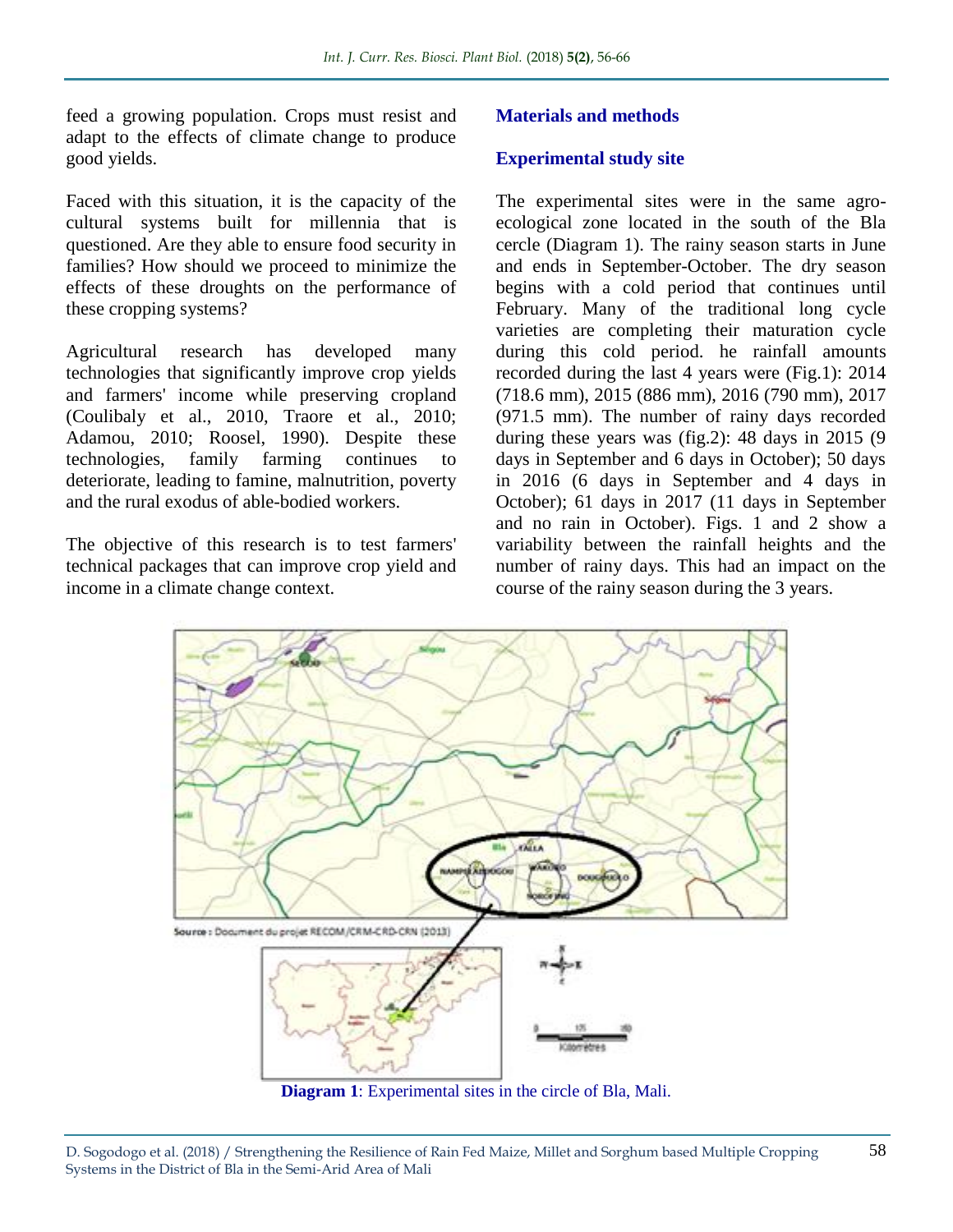feed a growing population. Crops must resist and adapt to the effects of climate change to produce good yields.

Faced with this situation, it is the capacity of the cultural systems built for millennia that is questioned. Are they able to ensure food security in families? How should we proceed to minimize the effects of these droughts on the performance of these cropping systems?

Agricultural research has developed many technologies that significantly improve crop yields and farmers' income while preserving cropland (Coulibaly et al., 2010, Traore et al., 2010; Adamou, 2010; Roosel, 1990). Despite these technologies, family farming continues to deteriorate, leading to famine, malnutrition, poverty and the rural exodus of able-bodied workers.

The objective of this research is to test farmers' technical packages that can improve crop yield and income in a climate change context.

## Materials and methods

### Experimental study site

The experimental sites were in the same agro-ecological zone located in the south of the Bla cercle (Diagram 1). The rainy season starts in June and ends in September-October. The dry season begins with a cold period that continues until February. Many of the traditional long cycle varieties are completing their maturation cycle during this cold period. he rainfall amounts recorded during the last 4 years were (Fig.1): 2014 (718.6 mm), 2015 (886 mm), 2016 (790 mm), 2017 (971.5 mm). The number of rainy days recorded during these years was (fig.2): 48 days in 2015 (9 days in September and 6 days in October); 50 days in 2016 (6 days in September and 4 days in October); 61 days in 2017 (11 days in September and no rain in October). Figs. 1 and 2 show a variability between the rainfall heights and the number of rainy days. This had an impact on the course of the rainy season during the 3 years.

Source : Document du projet RECOM/CRM-CRD-CRN (2013)

**Diagram 1**: Experimental sites in the circle of Bla, Mali.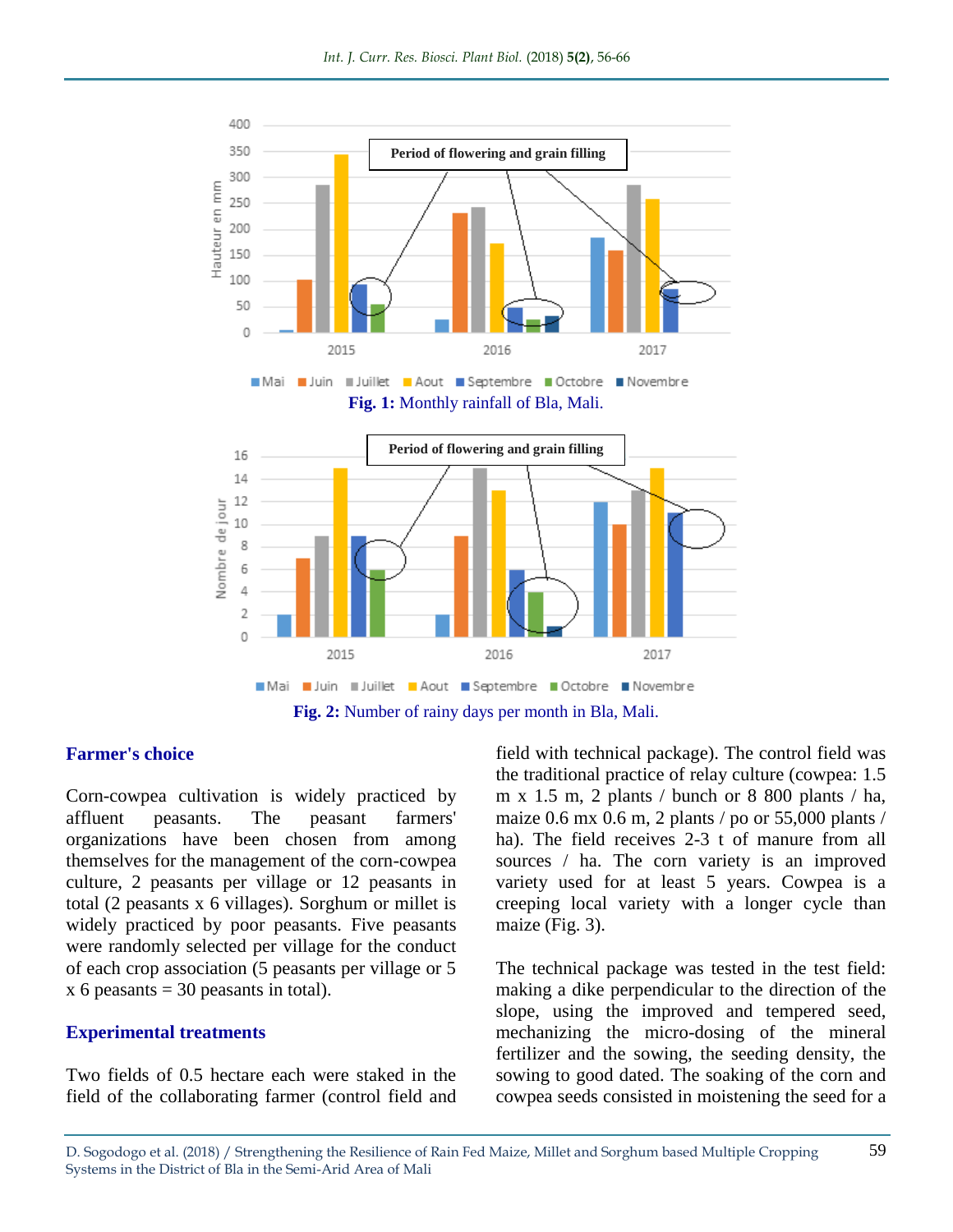**Fig. 1:** Monthly rainfall of Bla, Mali.

**Fig. 2:** Number of rainy days per month in Bla, Mali.

### Farmer's choice

Corn-cowpea cultivation is widely practiced by affluent peasants. The peasant farmers' organizations have been chosen from among themselves for the management of the corn-cowpea culture, 2 peasants per village or 12 peasants in total (2 peasants x 6 villages). Sorghum or millet is widely practiced by poor peasants. Five peasants were randomly selected per village for the conduct of each crop association (5 peasants per village or 5 x 6 peasants = 30 peasants in total).

### Experimental treatments

Two fields of 0.5 hectare each were staked in the field of the collaborating farmer (control field and field with technical package). The control field was the traditional practice of relay culture (cowpea: 1.5 m x 1.5 m, 2 plants / bunch or 8 800 plants / ha, maize 0.6 mx 0.6 m, 2 plants / po or 55,000 plants / ha). The field receives 2-3 t of manure from all sources / ha. The corn variety is an improved variety used for at least 5 years. Cowpea is a creeping local variety with a longer cycle than maize (Fig. 3).

The technical package was tested in the test field: making a dike perpendicular to the direction of the slope, using the improved and tempered seed, mechanizing the micro-dosing of the mineral fertilizer and the sowing, the seeding density, the sowing to good dated. The soaking of the corn and cowpea seeds consisted in moistening the seed for a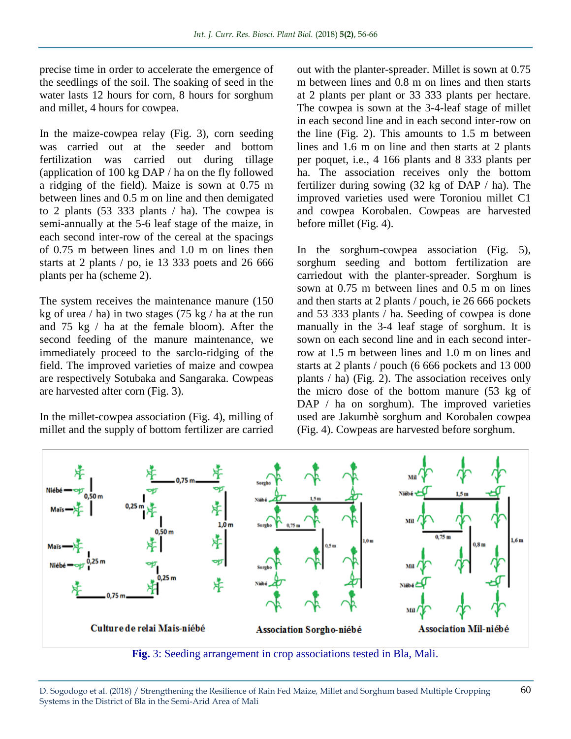precise time in order to accelerate the emergence of the seedlings of the soil. The soaking of seed in the water lasts 12 hours for corn, 8 hours for sorghum and millet, 4 hours for cowpea.

In the maize-cowpea relay (Fig. 3), corn seeding was carried out at the seeder and bottom fertilization was carried out during tillage (application of 100 kg DAP / ha on the fly followed a ridging of the field). Maize is sown at 0.75 m between lines and 0.5 m on line and then demigated to 2 plants (53 333 plants / ha). The cowpea is semi-annually at the 5-6 leaf stage of the maize, in each second inter-row of the cereal at the spacings of 0.75 m between lines and 1.0 m on lines then starts at 2 plants / po, ie 13 333 poets and 26 666 plants per ha (scheme 2).

The system receives the maintenance manure (150 kg of urea / ha) in two stages (75 kg / ha at the run and 75 kg / ha at the female bloom). After the second feeding of the manure maintenance, we immediately proceed to the sarclo-ridging of the field. The improved varieties of maize and cowpea are respectively Sotubaka and Sangaraka. Cowpeas are harvested after corn (Fig. 3).

In the millet-cowpea association (Fig. 4), milling of millet and the supply of bottom fertilizer are carried out with the planter-spreader. Millet is sown at 0.75 m between lines and 0.8 m on lines and then starts at 2 plants per plant or 33 333 plants per hectare. The cowpea is sown at the 3-4-leaf stage of millet in each second line and in each second inter-row on the line (Fig. 2). This amounts to 1.5 m between lines and 1.6 m on line and then starts at 2 plants per poquet, i.e., 4 166 plants and 8 333 plants per ha. The association receives only the bottom fertilizer during sowing (32 kg of DAP / ha). The improved varieties used were Toroniou millet C1 and cowpea Korobalen. Cowpeas are harvested before millet (Fig. 4).

In the sorghum-cowpea association (Fig. 5), sorghum seeding and bottom fertilization are carriedout with the planter-spreader. Sorghum is sown at 0.75 m between lines and 0.5 m on lines and then starts at 2 plants / pouch, ie 26 666 pockets and 53 333 plants / ha. Seeding of cowpea is done manually in the 3-4 leaf stage of sorghum. It is sown on each second line and in each second inter-row at 1.5 m between lines and 1.0 m on lines and starts at 2 plants / pouch (6 666 pockets and 13 000 plants / ha) (Fig. 2). The association receives only the micro dose of the bottom manure (53 kg of DAP / ha on sorghum). The improved varieties used are Jakumbè sorghum and Korobalen cowpea (Fig. 4). Cowpeas are harvested before sorghum.

**Fig.** 3: Seeding arrangement in crop associations tested in Bla, Mali.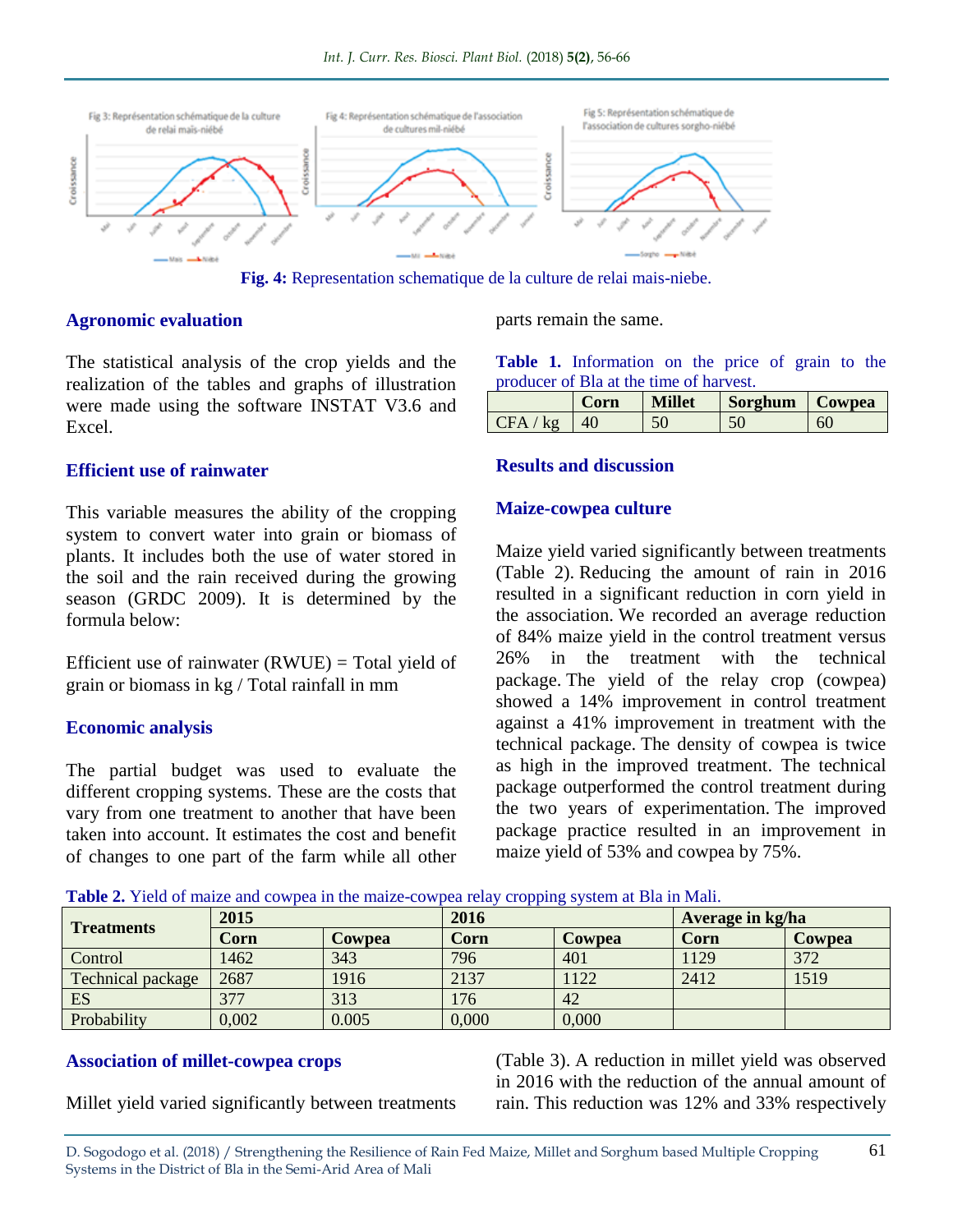Fig. 4: Representation schematique de la culture de relai mais-niebe.

### Agronomic evaluation

The statistical analysis of the crop yields and the realization of the tables and graphs of illustration were made using the software INSTAT V3.6 and Excel.

### Efficient use of rainwater

This variable measures the ability of the cropping system to convert water into grain or biomass of plants. It includes both the use of water stored in the soil and the rain received during the growing season (GRDC 2009). It is determined by the formula below:

Efficient use of rainwater (RWUE) = Total yield of grain or biomass in kg / Total rainfall in mm

### Economic analysis

The partial budget was used to evaluate the different cropping systems. These are the costs that vary from one treatment to another that have been taken into account. It estimates the cost and benefit of changes to one part of the farm while all other parts remain the same.

**Table 1.** Information on the price of grain to the producer of Bla at the time of harvest.

| | Corn | Millet | Sorghum | Cowpea |
|---|---|---|---|---|
| CFA / kg | 40 | 50 | 50 | 60 |

## Results and discussion

### Maize-cowpea culture

Maize yield varied significantly between treatments (Table 2). Reducing the amount of rain in 2016 resulted in a significant reduction in corn yield in the association. We recorded an average reduction of 84% maize yield in the control treatment versus 26% in the treatment with the technical package. The yield of the relay crop (cowpea) showed a 14% improvement in control treatment against a 41% improvement in treatment with the technical package. The density of cowpea is twice as high in the improved treatment. The technical package outperformed the control treatment during the two years of experimentation. The improved package practice resulted in an improvement in maize yield of 53% and cowpea by 75%.

**Table 2.** Yield of maize and cowpea in the maize-cowpea relay cropping system at Bla in Mali.

| Treatments | 2015 | | 2016 | | Average in kg/ha | |
|---|---|---|---|---|---|---|
| | Corn | Cowpea | Corn | Cowpea | Corn | Cowpea |
| Control | 1462 | 343 | 796 | 401 | 1129 | 372 |
| Technical package | 2687 | 1916 | 2137 | 1122 | 2412 | 1519 |
| ES | 377 | 313 | 176 | 42 | | |
| Probability | 0,002 | 0.005 | 0,000 | 0,000 | | |

### Association of millet-cowpea crops

Millet yield varied significantly between treatments (Table 3). A reduction in millet yield was observed in 2016 with the reduction of the annual amount of rain. This reduction was 12% and 33% respectively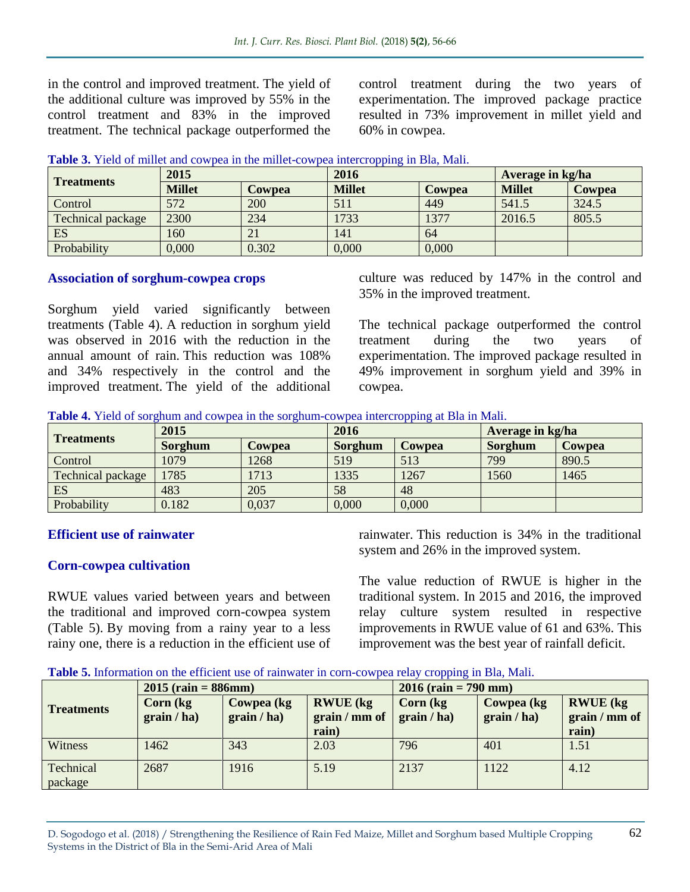in the control and improved treatment. The yield of the additional culture was improved by 55% in the control treatment and 83% in the improved treatment. The technical package outperformed the control treatment during the two years of experimentation. The improved package practice resulted in 73% improvement in millet yield and 60% in cowpea.

**Table 3.** Yield of millet and cowpea in the millet-cowpea intercropping in Bla, Mali.

| Treatments | 2015 | | 2016 | | Average in kg/ha | |
|---|---|---|---|---|---|---|
| | **Millet** | **Cowpea** | **Millet** | **Cowpea** | **Millet** | **Cowpea** |
| Control | 572 | 200 | 511 | 449 | 541.5 | 324.5 |
| Technical package | 2300 | 234 | 1733 | 1377 | 2016.5 | 805.5 |
| ES | 160 | 21 | 141 | 64 | | |
| Probability | 0,000 | 0.302 | 0,000 | 0,000 | | |

### Association of sorghum-cowpea crops

Sorghum yield varied significantly between treatments (Table 4). A reduction in sorghum yield was observed in 2016 with the reduction in the annual amount of rain. This reduction was 108% and 34% respectively in the control and the improved treatment. The yield of the additional culture was reduced by 147% in the control and 35% in the improved treatment.

The technical package outperformed the control treatment during the two years of experimentation. The improved package resulted in 49% improvement in sorghum yield and 39% in cowpea.

**Table 4.** Yield of sorghum and cowpea in the sorghum-cowpea intercropping at Bla in Mali.

| Treatments | 2015 | | 2016 | | Average in kg/ha | |
|---|---|---|---|---|---|---|
| | **Sorghum** | **Cowpea** | **Sorghum** | **Cowpea** | **Sorghum** | **Cowpea** |
| Control | 1079 | 1268 | 519 | 513 | 799 | 890.5 |
| Technical package | 1785 | 1713 | 1335 | 1267 | 1560 | 1465 |
| ES | 483 | 205 | 58 | 48 | | |
| Probability | 0.182 | 0,037 | 0,000 | 0,000 | | |

### Efficient use of rainwater

### Corn-cowpea cultivation

RWUE values varied between years and between the traditional and improved corn-cowpea system (Table 5). By moving from a rainy year to a less rainy one, there is a reduction in the efficient use of rainwater. This reduction is 34% in the traditional system and 26% in the improved system.

The value reduction of RWUE is higher in the traditional system. In 2015 and 2016, the improved relay culture system resulted in respective improvements in RWUE value of 61 and 63%. This improvement was the best year of rainfall deficit.

**Table 5.** Information on the efficient use of rainwater in corn-cowpea relay cropping in Bla, Mali.

| Treatments | 2015 (rain = 886mm) | | | 2016 (rain = 790 mm) | | |
|---|---|---|---|---|---|---|
| | **Corn (kg grain / ha)** | **Cowpea (kg grain / ha)** | **RWUE (kg grain / mm of rain)** | **Corn (kg grain / ha)** | **Cowpea (kg grain / ha)** | **RWUE (kg grain / mm of rain)** |
| Witness | 1462 | 343 | 2.03 | 796 | 401 | 1.51 |
| Technical package | 2687 | 1916 | 5.19 | 2137 | 1122 | 4.12 |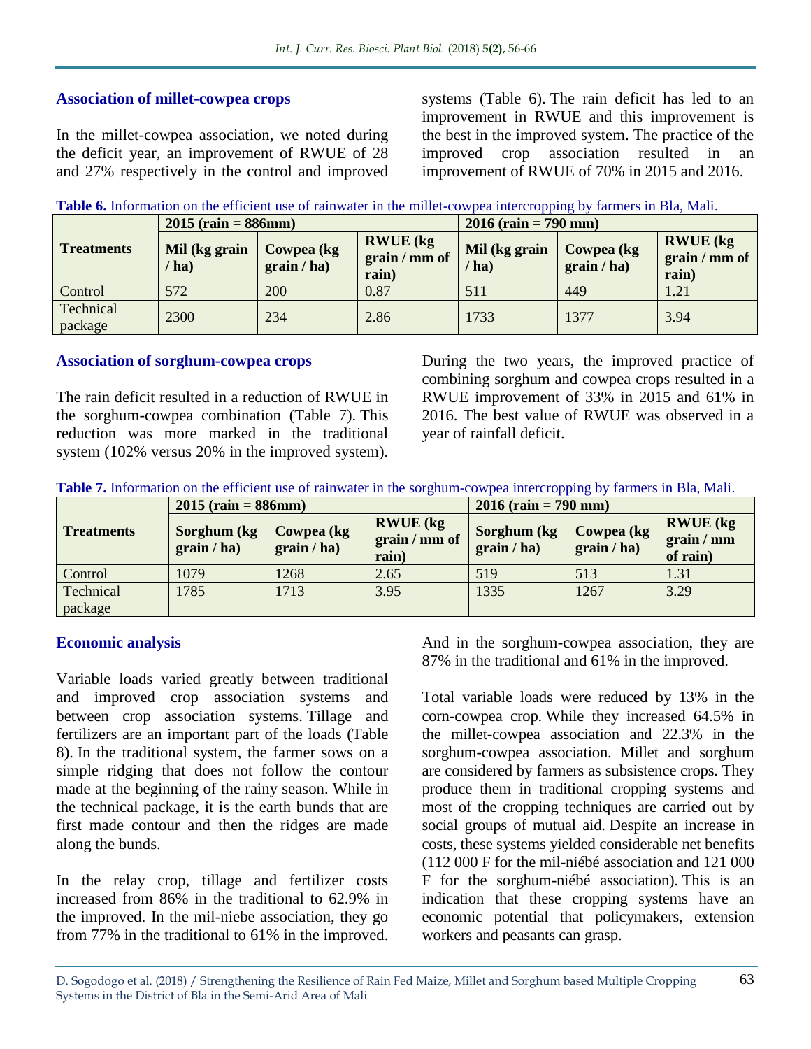### Association of millet-cowpea crops

In the millet-cowpea association, we noted during the deficit year, an improvement of RWUE of 28 and 27% respectively in the control and improved systems (Table 6). The rain deficit has led to an improvement in RWUE and this improvement is the best in the improved system. The practice of the improved crop association resulted in an improvement of RWUE of 70% in 2015 and 2016.

**Table 6.** Information on the efficient use of rainwater in the millet-cowpea intercropping by farmers in Bla, Mali.

| Treatments | 2015 (rain = 886mm) | | | 2016 (rain = 790 mm) | | |
|---|---|---|---|---|---|---|
| | Mil (kg grain / ha) | Cowpea (kg grain / ha) | RWUE (kg grain / mm of rain) | Mil (kg grain / ha) | Cowpea (kg grain / ha) | RWUE (kg grain / mm of rain) |
| Control | 572 | 200 | 0.87 | 511 | 449 | 1.21 |
| Technical package | 2300 | 234 | 2.86 | 1733 | 1377 | 3.94 |

### Association of sorghum-cowpea crops

The rain deficit resulted in a reduction of RWUE in the sorghum-cowpea combination (Table 7). This reduction was more marked in the traditional system (102% versus 20% in the improved system). During the two years, the improved practice of combining sorghum and cowpea crops resulted in a RWUE improvement of 33% in 2015 and 61% in 2016. The best value of RWUE was observed in a year of rainfall deficit.

**Table 7.** Information on the efficient use of rainwater in the sorghum-cowpea intercropping by farmers in Bla, Mali.

| Treatments | 2015 (rain = 886mm) | | | 2016 (rain = 790 mm) | | |
|---|---|---|---|---|---|---|
| | Sorghum (kg grain / ha) | Cowpea (kg grain / ha) | RWUE (kg grain / mm of rain) | Sorghum (kg grain / ha) | Cowpea (kg grain / ha) | RWUE (kg grain / mm of rain) |
| Control | 1079 | 1268 | 2.65 | 519 | 513 | 1.31 |
| Technical package | 1785 | 1713 | 3.95 | 1335 | 1267 | 3.29 |

### Economic analysis

Variable loads varied greatly between traditional and improved crop association systems and between crop association systems. Tillage and fertilizers are an important part of the loads (Table 8). In the traditional system, the farmer sows on a simple ridging that does not follow the contour made at the beginning of the rainy season. While in the technical package, it is the earth bunds that are first made contour and then the ridges are made along the bunds.

In the relay crop, tillage and fertilizer costs increased from 86% in the traditional to 62.9% in the improved. In the mil-niebe association, they go from 77% in the traditional to 61% in the improved. And in the sorghum-cowpea association, they are 87% in the traditional and 61% in the improved.

Total variable loads were reduced by 13% in the corn-cowpea crop. While they increased 64.5% in the millet-cowpea association and 22.3% in the sorghum-cowpea association. Millet and sorghum are considered by farmers as subsistence crops. They produce them in traditional cropping systems and most of the cropping techniques are carried out by social groups of mutual aid. Despite an increase in costs, these systems yielded considerable net benefits (112 000 F for the mil-niébé association and 121 000 F for the sorghum-niébé association). This is an indication that these cropping systems have an economic potential that policymakers, extension workers and peasants can grasp.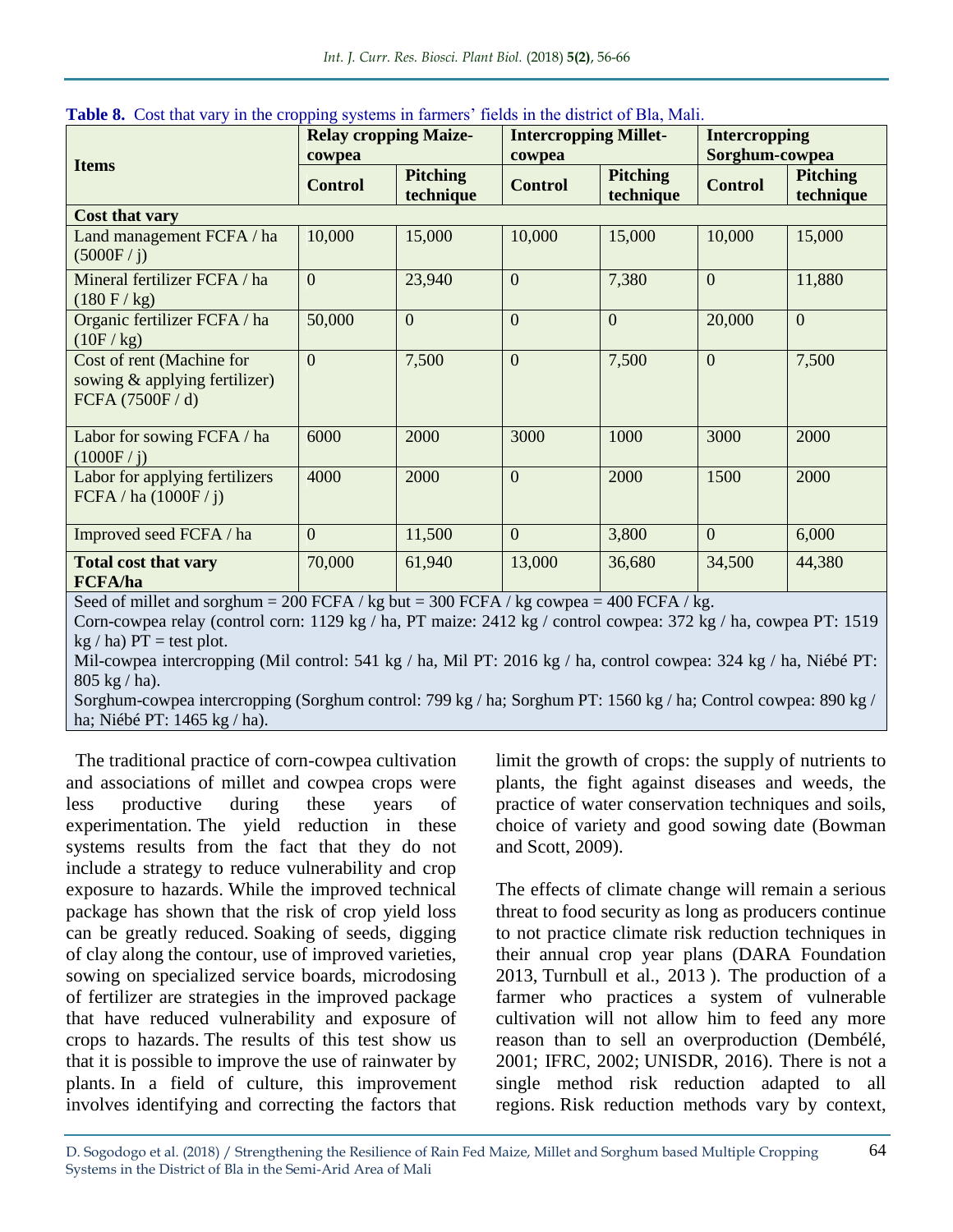**Table 8.** Cost that vary in the cropping systems in farmers' fields in the district of Bla, Mali.

| Items | Relay cropping Maize-cowpea | | Intercropping Millet-cowpea | | Intercropping Sorghum-cowpea | |
|---|---|---|---|---|---|---|
| | **Control** | **Pitching technique** | **Control** | **Pitching technique** | **Control** | **Pitching technique** |
| **Cost that vary** | | | | | | |
| Land management FCFA / ha (5000F / j) | 10,000 | 15,000 | 10,000 | 15,000 | 10,000 | 15,000 |
| Mineral fertilizer FCFA / ha (180 F / kg) | 0 | 23,940 | 0 | 7,380 | 0 | 11,880 |
| Organic fertilizer FCFA / ha (10F / kg) | 50,000 | 0 | 0 | 0 | 20,000 | 0 |
| Cost of rent (Machine for sowing & applying fertilizer) FCFA (7500F / d) | 0 | 7,500 | 0 | 7,500 | 0 | 7,500 |
| Labor for sowing FCFA / ha (1000F / j) | 6000 | 2000 | 3000 | 1000 | 3000 | 2000 |
| Labor for applying fertilizers FCFA / ha (1000F / j) | 4000 | 2000 | 0 | 2000 | 1500 | 2000 |
| Improved seed FCFA / ha | 0 | 11,500 | 0 | 3,800 | 0 | 6,000 |
| **Total cost that vary FCFA/ha** | 70,000 | 61,940 | 13,000 | 36,680 | 34,500 | 44,380 |

Seed of millet and sorghum = 200 FCFA / kg but = 300 FCFA / kg cowpea = 400 FCFA / kg.
Corn-cowpea relay (control corn: 1129 kg / ha, PT maize: 2412 kg / control cowpea: 372 kg / ha, cowpea PT: 1519 kg / ha) PT = test plot.
Mil-cowpea intercropping (Mil control: 541 kg / ha, Mil PT: 2016 kg / ha, control cowpea: 324 kg / ha, Niébé PT: 805 kg / ha).
Sorghum-cowpea intercropping (Sorghum control: 799 kg / ha; Sorghum PT: 1560 kg / ha; Control cowpea: 890 kg / ha; Niébé PT: 1465 kg / ha).

The traditional practice of corn-cowpea cultivation and associations of millet and cowpea crops were less productive during these years of experimentation. The yield reduction in these systems results from the fact that they do not include a strategy to reduce vulnerability and crop exposure to hazards. While the improved technical package has shown that the risk of crop yield loss can be greatly reduced. Soaking of seeds, digging of clay along the contour, use of improved varieties, sowing on specialized service boards, microdosing of fertilizer are strategies in the improved package that have reduced vulnerability and exposure of crops to hazards. The results of this test show us that it is possible to improve the use of rainwater by plants. In a field of culture, this improvement involves identifying and correcting the factors that limit the growth of crops: the supply of nutrients to plants, the fight against diseases and weeds, the practice of water conservation techniques and soils, choice of variety and good sowing date (Bowman and Scott, 2009).

The effects of climate change will remain a serious threat to food security as long as producers continue to not practice climate risk reduction techniques in their annual crop year plans (DARA Foundation 2013, Turnbull et al., 2013 ). The production of a farmer who practices a system of vulnerable cultivation will not allow him to feed any more reason than to sell an overproduction (Dembélé, 2001; IFRC, 2002; UNISDR, 2016). There is not a single method risk reduction adapted to all regions. Risk reduction methods vary by context,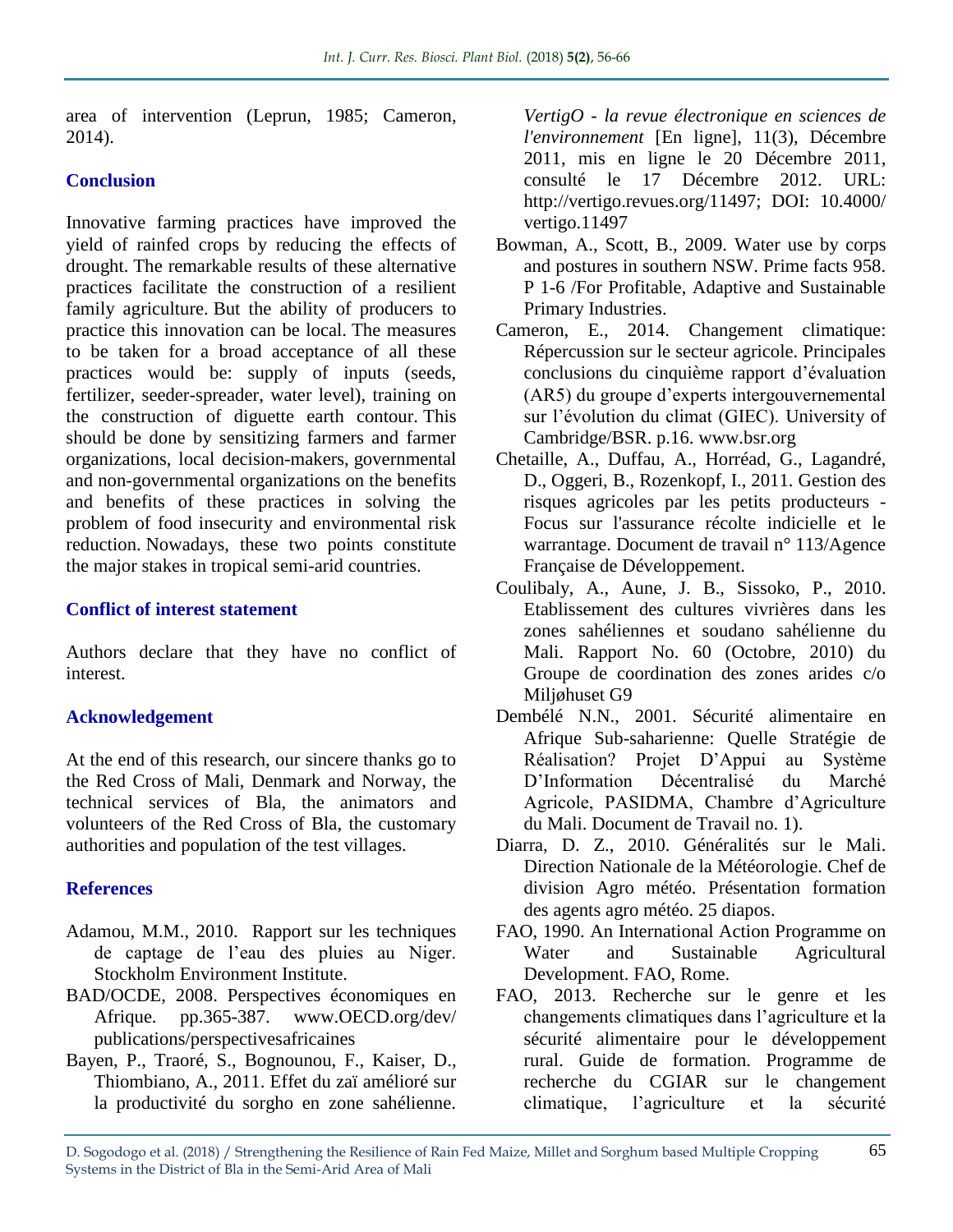area of intervention (Leprun, 1985; Cameron, 2014).

## Conclusion

Innovative farming practices have improved the yield of rainfed crops by reducing the effects of drought. The remarkable results of these alternative practices facilitate the construction of a resilient family agriculture. But the ability of producers to practice this innovation can be local. The measures to be taken for a broad acceptance of all these practices would be: supply of inputs (seeds, fertilizer, seeder-spreader, water level), training on the construction of diguette earth contour. This should be done by sensitizing farmers and farmer organizations, local decision-makers, governmental and non-governmental organizations on the benefits and benefits of these practices in solving the problem of food insecurity and environmental risk reduction. Nowadays, these two points constitute the major stakes in tropical semi-arid countries.

## Conflict of interest statement

Authors declare that they have no conflict of interest.

## Acknowledgement

At the end of this research, our sincere thanks go to the Red Cross of Mali, Denmark and Norway, the technical services of Bla, the animators and volunteers of the Red Cross of Bla, the customary authorities and population of the test villages.

## References

Adamou, M.M., 2010. Rapport sur les techniques de captage de l'eau des pluies au Niger. Stockholm Environment Institute.

BAD/OCDE, 2008. Perspectives économiques en Afrique. pp.365-387. www.OECD.org/dev/publications/perspectivesafricaines

Bayen, P., Traoré, S., Bognounou, F., Kaiser, D., Thiombiano, A., 2011. Effet du zaï amélioré sur la productivité du sorgho en zone sahélienne. *VertigO - la revue électronique en sciences de l'environnement* [En ligne], 11(3), Décembre 2011, mis en ligne le 20 Décembre 2011, consulté le 17 Décembre 2012. URL: http://vertigo.revues.org/11497; DOI: 10.4000/vertigo.11497

Bowman, A., Scott, B., 2009. Water use by corps and postures in southern NSW. Prime facts 958. P 1-6 /For Profitable, Adaptive and Sustainable Primary Industries.

Cameron, E., 2014. Changement climatique: Répercussion sur le secteur agricole. Principales conclusions du cinquième rapport d'évaluation (AR5) du groupe d'experts intergouvernemental sur l'évolution du climat (GIEC). University of Cambridge/BSR. p.16. www.bsr.org

Chetaille, A., Duffau, A., Horréad, G., Lagandré, D., Oggeri, B., Rozenkopf, I., 2011. Gestion des risques agricoles par les petits producteurs - Focus sur l'assurance récolte indicielle et le warrantage. Document de travail n° 113/Agence Française de Développement.

Coulibaly, A., Aune, J. B., Sissoko, P., 2010. Etablissement des cultures vivrières dans les zones sahéliennes et soudano sahélienne du Mali. Rapport No. 60 (Octobre, 2010) du Groupe de coordination des zones arides c/o Miljøhuset G9

Dembélé N.N., 2001. Sécurité alimentaire en Afrique Sub-saharienne: Quelle Stratégie de Réalisation? Projet D'Appui au Système D'Information Décentralisé du Marché Agricole, PASIDMA, Chambre d'Agriculture du Mali. Document de Travail no. 1).

Diarra, D. Z., 2010. Généralités sur le Mali. Direction Nationale de la Météorologie. Chef de division Agro météo. Présentation formation des agents agro météo. 25 diapos.

FAO, 1990. An International Action Programme on Water and Sustainable Agricultural Development. FAO, Rome.

FAO, 2013. Recherche sur le genre et les changements climatiques dans l'agriculture et la sécurité alimentaire pour le développement rural. Guide de formation. Programme de recherche du CGIAR sur le changement climatique, l'agriculture et la sécurité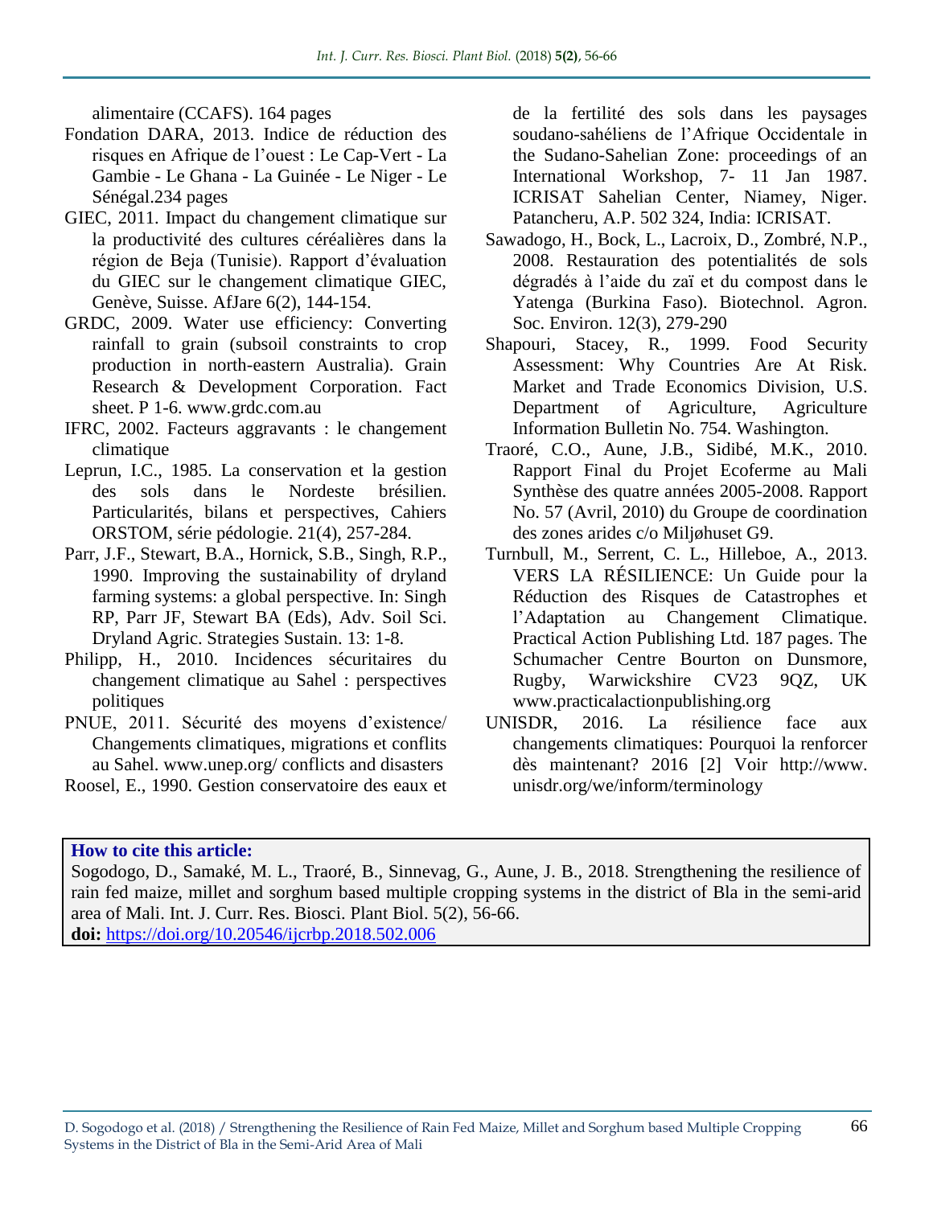alimentaire (CCAFS). 164 pages

Fondation DARA, 2013. Indice de réduction des risques en Afrique de l'ouest : Le Cap-Vert - La Gambie - Le Ghana - La Guinée - Le Niger - Le Sénégal.234 pages

GIEC, 2011. Impact du changement climatique sur la productivité des cultures céréalières dans la région de Beja (Tunisie). Rapport d'évaluation du GIEC sur le changement climatique GIEC, Genève, Suisse. AfJare 6(2), 144-154.

GRDC, 2009. Water use efficiency: Converting rainfall to grain (subsoil constraints to crop production in north-eastern Australia). Grain Research & Development Corporation. Fact sheet. P 1-6. www.grdc.com.au

IFRC, 2002. Facteurs aggravants : le changement climatique

Leprun, I.C., 1985. La conservation et la gestion des sols dans le Nordeste brésilien. Particularités, bilans et perspectives, Cahiers ORSTOM, série pédologie. 21(4), 257-284.

Parr, J.F., Stewart, B.A., Hornick, S.B., Singh, R.P., 1990. Improving the sustainability of dryland farming systems: a global perspective. In: Singh RP, Parr JF, Stewart BA (Eds), Adv. Soil Sci. Dryland Agric. Strategies Sustain. 13: 1-8.

Philipp, H., 2010. Incidences sécuritaires du changement climatique au Sahel : perspectives politiques

PNUE, 2011. Sécurité des moyens d'existence/ Changements climatiques, migrations et conflits au Sahel. www.unep.org/ conflicts and disasters

Roosel, E., 1990. Gestion conservatoire des eaux et de la fertilité des sols dans les paysages soudano-sahéliens de l'Afrique Occidentale in the Sudano-Sahelian Zone: proceedings of an International Workshop, 7- 11 Jan 1987. ICRISAT Sahelian Center, Niamey, Niger. Patancheru, A.P. 502 324, India: ICRISAT.

Sawadogo, H., Bock, L., Lacroix, D., Zombré, N.P., 2008. Restauration des potentialités de sols dégradés à l'aide du zaï et du compost dans le Yatenga (Burkina Faso). Biotechnol. Agron. Soc. Environ. 12(3), 279-290

Shapouri, Stacey, R., 1999. Food Security Assessment: Why Countries Are At Risk. Market and Trade Economics Division, U.S. Department of Agriculture, Agriculture Information Bulletin No. 754. Washington.

Traoré, C.O., Aune, J.B., Sidibé, M.K., 2010. Rapport Final du Projet Ecoferme au Mali Synthèse des quatre années 2005-2008. Rapport No. 57 (Avril, 2010) du Groupe de coordination des zones arides c/o Miljøhuset G9.

Turnbull, M., Serrent, C. L., Hilleboe, A., 2013. VERS LA RÉSILIENCE: Un Guide pour la Réduction des Risques de Catastrophes et l'Adaptation au Changement Climatique. Practical Action Publishing Ltd. 187 pages. The Schumacher Centre Bourton on Dunsmore, Rugby, Warwickshire CV23 9QZ, UK www.practicalactionpublishing.org

UNISDR, 2016. La résilience face aux changements climatiques: Pourquoi la renforcer dès maintenant? 2016 [2] Voir http://www.unisdr.org/we/inform/terminology

**How to cite this article:**

Sogodogo, D., Samaké, M. L., Traoré, B., Sinnevag, G., Aune, J. B., 2018. Strengthening the resilience of rain fed maize, millet and sorghum based multiple cropping systems in the district of Bla in the semi-arid area of Mali. Int. J. Curr. Res. Biosci. Plant Biol. 5(2), 56-66.

**doi:** https://doi.org/10.20546/ijcrbp.2018.502.006